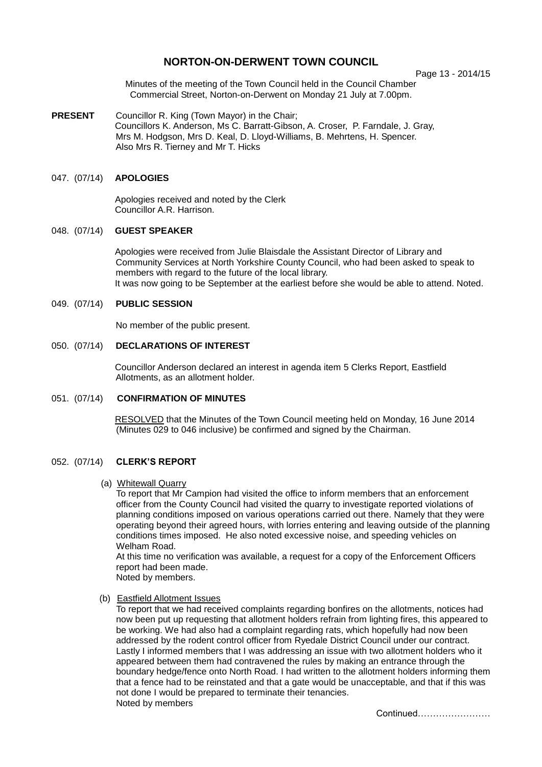# NORTON-ON-DERWENT TOWN COUNCIL

Page 13 - 2014/15

Minutes of the meeting of the Town Council held in the Council Chamber Commercial Street, Norton-on-Derwent on Monday 21 July at 7.00pm.

**PRESENT** Councillor R. King (Town Mayor) in the Chair;
Councillors K. Anderson, Ms C. Barratt-Gibson, A. Croser, P. Farndale, J. Gray, Mrs M. Hodgson, Mrs D. Keal, D. Lloyd-Williams, B. Mehrtens, H. Spencer.
Also Mrs R. Tierney and Mr T. Hicks

047. (07/14) **APOLOGIES**

Apologies received and noted by the Clerk
Councillor A.R. Harrison.

048. (07/14) **GUEST SPEAKER**

Apologies were received from Julie Blaisdale the Assistant Director of Library and Community Services at North Yorkshire County Council, who had been asked to speak to members with regard to the future of the local library.
It was now going to be September at the earliest before she would be able to attend. Noted.

049. (07/14) **PUBLIC SESSION**

No member of the public present.

050. (07/14) **DECLARATIONS OF INTEREST**

Councillor Anderson declared an interest in agenda item 5 Clerks Report, Eastfield Allotments, as an allotment holder.

051. (07/14) **CONFIRMATION OF MINUTES**

RESOLVED that the Minutes of the Town Council meeting held on Monday, 16 June 2014 (Minutes 029 to 046 inclusive) be confirmed and signed by the Chairman.

052. (07/14) **CLERK'S REPORT**

(a) Whitewall Quarry

To report that Mr Campion had visited the office to inform members that an enforcement officer from the County Council had visited the quarry to investigate reported violations of planning conditions imposed on various operations carried out there. Namely that they were operating beyond their agreed hours, with lorries entering and leaving outside of the planning conditions times imposed. He also noted excessive noise, and speeding vehicles on Welham Road.
At this time no verification was available, a request for a copy of the Enforcement Officers report had been made.
Noted by members.

(b) Eastfield Allotment Issues

To report that we had received complaints regarding bonfires on the allotments, notices had now been put up requesting that allotment holders refrain from lighting fires, this appeared to be working. We had also had a complaint regarding rats, which hopefully had now been addressed by the rodent control officer from Ryedale District Council under our contract. Lastly I informed members that I was addressing an issue with two allotment holders who it appeared between them had contravened the rules by making an entrance through the boundary hedge/fence onto North Road. I had written to the allotment holders informing them that a fence had to be reinstated and that a gate would be unacceptable, and that if this was not done I would be prepared to terminate their tenancies.
Noted by members

Continued……………………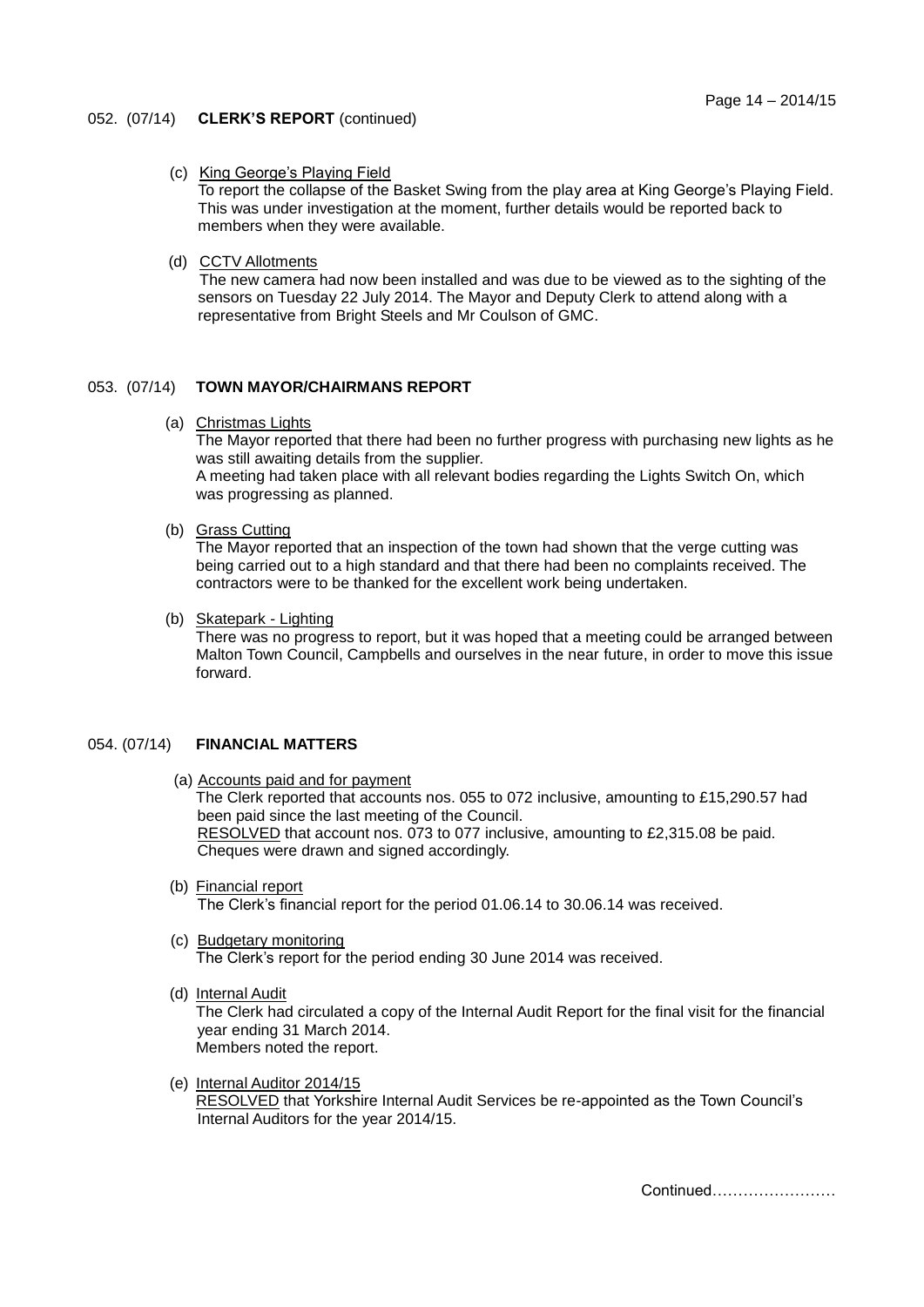052. (07/14) **CLERK'S REPORT** (continued)

(c) King George's Playing Field
To report the collapse of the Basket Swing from the play area at King George's Playing Field. This was under investigation at the moment, further details would be reported back to members when they were available.

(d) CCTV Allotments
The new camera had now been installed and was due to be viewed as to the sighting of the sensors on Tuesday 22 July 2014. The Mayor and Deputy Clerk to attend along with a representative from Bright Steels and Mr Coulson of GMC.

053. (07/14) **TOWN MAYOR/CHAIRMANS REPORT**

(a) Christmas Lights
The Mayor reported that there had been no further progress with purchasing new lights as he was still awaiting details from the supplier.
A meeting had taken place with all relevant bodies regarding the Lights Switch On, which was progressing as planned.

(b) Grass Cutting
The Mayor reported that an inspection of the town had shown that the verge cutting was being carried out to a high standard and that there had been no complaints received. The contractors were to be thanked for the excellent work being undertaken.

(b) Skatepark - Lighting
There was no progress to report, but it was hoped that a meeting could be arranged between Malton Town Council, Campbells and ourselves in the near future, in order to move this issue forward.

054. (07/14) **FINANCIAL MATTERS**

(a) Accounts paid and for payment
The Clerk reported that accounts nos. 055 to 072 inclusive, amounting to £15,290.57 had been paid since the last meeting of the Council.
RESOLVED that account nos. 073 to 077 inclusive, amounting to £2,315.08 be paid.
Cheques were drawn and signed accordingly.

(b) Financial report
The Clerk's financial report for the period 01.06.14 to 30.06.14 was received.

(c) Budgetary monitoring
The Clerk's report for the period ending 30 June 2014 was received.

(d) Internal Audit
The Clerk had circulated a copy of the Internal Audit Report for the final visit for the financial year ending 31 March 2014.
Members noted the report.

(e) Internal Auditor 2014/15
RESOLVED that Yorkshire Internal Audit Services be re-appointed as the Town Council's Internal Auditors for the year 2014/15.

Continued……………………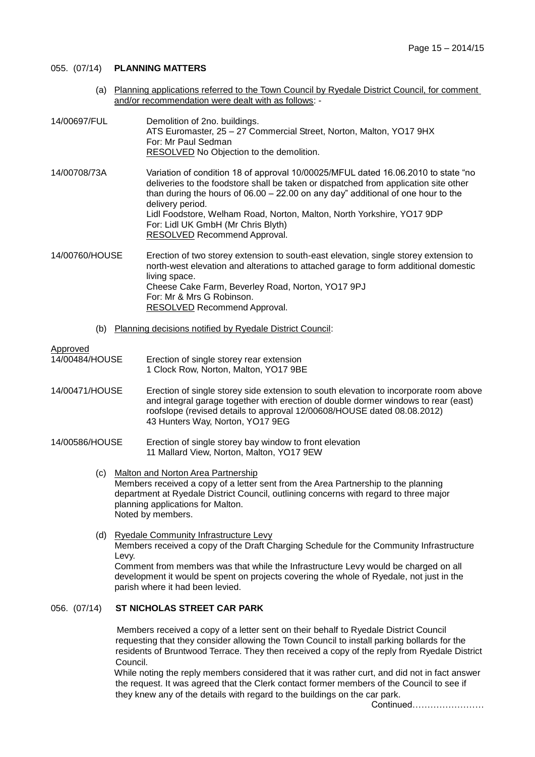055. (07/14) **PLANNING MATTERS**

(a) Planning applications referred to the Town Council by Ryedale District Council, for comment and/or recommendation were dealt with as follows: -

14/00697/FUL
Demolition of 2no. buildings.
ATS Euromaster, 25 – 27 Commercial Street, Norton, Malton, YO17 9HX
For: Mr Paul Sedman
RESOLVED No Objection to the demolition.

14/00708/73A
Variation of condition 18 of approval 10/00025/MFUL dated 16.06.2010 to state "no deliveries to the foodstore shall be taken or dispatched from application site other than during the hours of 06.00 – 22.00 on any day" additional of one hour to the delivery period.
Lidl Foodstore, Welham Road, Norton, Malton, North Yorkshire, YO17 9DP
For: Lidl UK GmbH (Mr Chris Blyth)
RESOLVED Recommend Approval.

14/00760/HOUSE
Erection of two storey extension to south-east elevation, single storey extension to north-west elevation and alterations to attached garage to form additional domestic living space.
Cheese Cake Farm, Beverley Road, Norton, YO17 9PJ
For: Mr & Mrs G Robinson.
RESOLVED Recommend Approval.

(b) Planning decisions notified by Ryedale District Council:

Approved

14/00484/HOUSE
Erection of single storey rear extension
1 Clock Row, Norton, Malton, YO17 9BE

14/00471/HOUSE
Erection of single storey side extension to south elevation to incorporate room above and integral garage together with erection of double dormer windows to rear (east) roofslope (revised details to approval 12/00608/HOUSE dated 08.08.2012)
43 Hunters Way, Norton, YO17 9EG

14/00586/HOUSE
Erection of single storey bay window to front elevation
11 Mallard View, Norton, Malton, YO17 9EW

(c) Malton and Norton Area Partnership
Members received a copy of a letter sent from the Area Partnership to the planning department at Ryedale District Council, outlining concerns with regard to three major planning applications for Malton.
Noted by members.

(d) Ryedale Community Infrastructure Levy
Members received a copy of the Draft Charging Schedule for the Community Infrastructure Levy.
Comment from members was that while the Infrastructure Levy would be charged on all development it would be spent on projects covering the whole of Ryedale, not just in the parish where it had been levied.

056. (07/14) **ST NICHOLAS STREET CAR PARK**

Members received a copy of a letter sent on their behalf to Ryedale District Council requesting that they consider allowing the Town Council to install parking bollards for the residents of Bruntwood Terrace. They then received a copy of the reply from Ryedale District Council.
While noting the reply members considered that it was rather curt, and did not in fact answer the request. It was agreed that the Clerk contact former members of the Council to see if they knew any of the details with regard to the buildings on the car park.

Continued……………………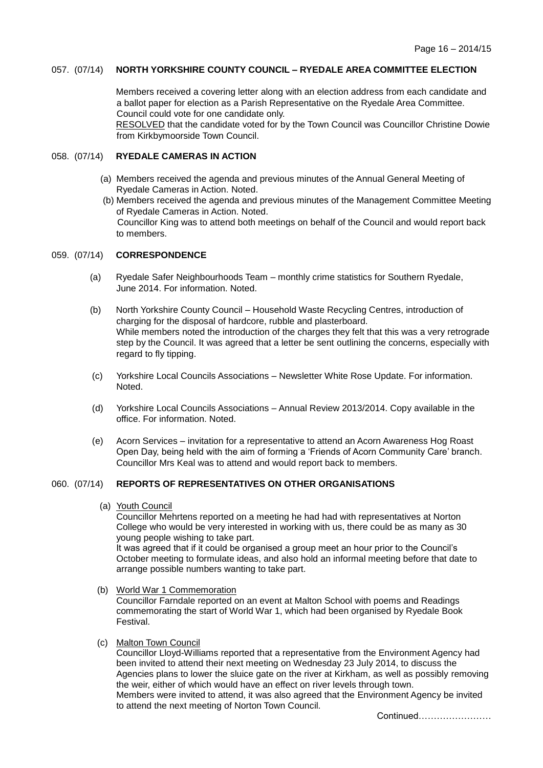### 057. (07/14) NORTH YORKSHIRE COUNTY COUNCIL – RYEDALE AREA COMMITTEE ELECTION

Members received a covering letter along with an election address from each candidate and a ballot paper for election as a Parish Representative on the Ryedale Area Committee. Council could vote for one candidate only.

RESOLVED that the candidate voted for by the Town Council was Councillor Christine Dowie from Kirkbymoorside Town Council.

### 058. (07/14) RYEDALE CAMERAS IN ACTION

(a) Members received the agenda and previous minutes of the Annual General Meeting of Ryedale Cameras in Action. Noted.

(b) Members received the agenda and previous minutes of the Management Committee Meeting of Ryedale Cameras in Action. Noted.

Councillor King was to attend both meetings on behalf of the Council and would report back to members.

### 059. (07/14) CORRESPONDENCE

(a) Ryedale Safer Neighbourhoods Team – monthly crime statistics for Southern Ryedale, June 2014. For information. Noted.

(b) North Yorkshire County Council – Household Waste Recycling Centres, introduction of charging for the disposal of hardcore, rubble and plasterboard.
While members noted the introduction of the charges they felt that this was a very retrograde step by the Council. It was agreed that a letter be sent outlining the concerns, especially with regard to fly tipping.

(c) Yorkshire Local Councils Associations – Newsletter White Rose Update. For information. Noted.

(d) Yorkshire Local Councils Associations – Annual Review 2013/2014. Copy available in the office. For information. Noted.

(e) Acorn Services – invitation for a representative to attend an Acorn Awareness Hog Roast Open Day, being held with the aim of forming a 'Friends of Acorn Community Care' branch. Councillor Mrs Keal was to attend and would report back to members.

### 060. (07/14) REPORTS OF REPRESENTATIVES ON OTHER ORGANISATIONS

(a) Youth Council
Councillor Mehrtens reported on a meeting he had had with representatives at Norton College who would be very interested in working with us, there could be as many as 30 young people wishing to take part.
It was agreed that if it could be organised a group meet an hour prior to the Council's October meeting to formulate ideas, and also hold an informal meeting before that date to arrange possible numbers wanting to take part.

(b) World War 1 Commemoration
Councillor Farndale reported on an event at Malton School with poems and Readings commemorating the start of World War 1, which had been organised by Ryedale Book Festival.

(c) Malton Town Council
Councillor Lloyd-Williams reported that a representative from the Environment Agency had been invited to attend their next meeting on Wednesday 23 July 2014, to discuss the Agencies plans to lower the sluice gate on the river at Kirkham, as well as possibly removing the weir, either of which would have an effect on river levels through town.
Members were invited to attend, it was also agreed that the Environment Agency be invited to attend the next meeting of Norton Town Council.

Continued……………………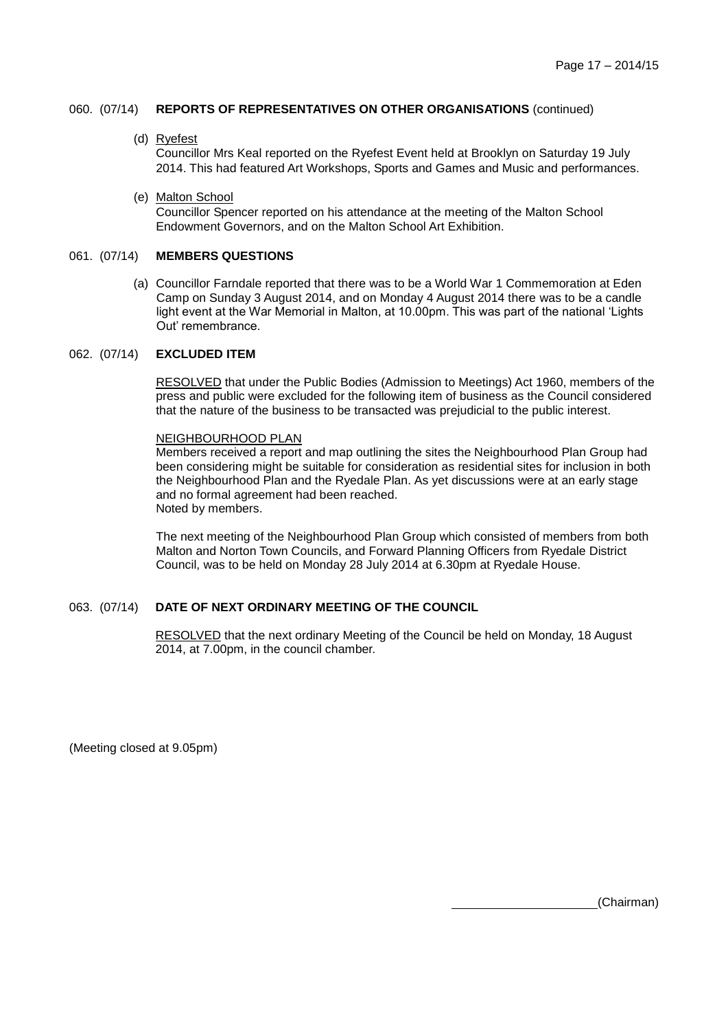060. (07/14) **REPORTS OF REPRESENTATIVES ON OTHER ORGANISATIONS** (continued)

(d) Ryefest
Councillor Mrs Keal reported on the Ryefest Event held at Brooklyn on Saturday 19 July 2014. This had featured Art Workshops, Sports and Games and Music and performances.

(e) Malton School
Councillor Spencer reported on his attendance at the meeting of the Malton School Endowment Governors, and on the Malton School Art Exhibition.

061. (07/14) **MEMBERS QUESTIONS**

(a) Councillor Farndale reported that there was to be a World War 1 Commemoration at Eden Camp on Sunday 3 August 2014, and on Monday 4 August 2014 there was to be a candle light event at the War Memorial in Malton, at 10.00pm. This was part of the national 'Lights Out' remembrance.

062. (07/14) **EXCLUDED ITEM**

RESOLVED that under the Public Bodies (Admission to Meetings) Act 1960, members of the press and public were excluded for the following item of business as the Council considered that the nature of the business to be transacted was prejudicial to the public interest.

NEIGHBOURHOOD PLAN
Members received a report and map outlining the sites the Neighbourhood Plan Group had been considering might be suitable for consideration as residential sites for inclusion in both the Neighbourhood Plan and the Ryedale Plan. As yet discussions were at an early stage and no formal agreement had been reached.
Noted by members.

The next meeting of the Neighbourhood Plan Group which consisted of members from both Malton and Norton Town Councils, and Forward Planning Officers from Ryedale District Council, was to be held on Monday 28 July 2014 at 6.30pm at Ryedale House.

063. (07/14) **DATE OF NEXT ORDINARY MEETING OF THE COUNCIL**

RESOLVED that the next ordinary Meeting of the Council be held on Monday, 18 August 2014, at 7.00pm, in the council chamber.

(Meeting closed at 9.05pm)

\_\_\_\_\_\_\_\_\_\_\_\_\_\_\_\_\_\_\_\_(Chairman)